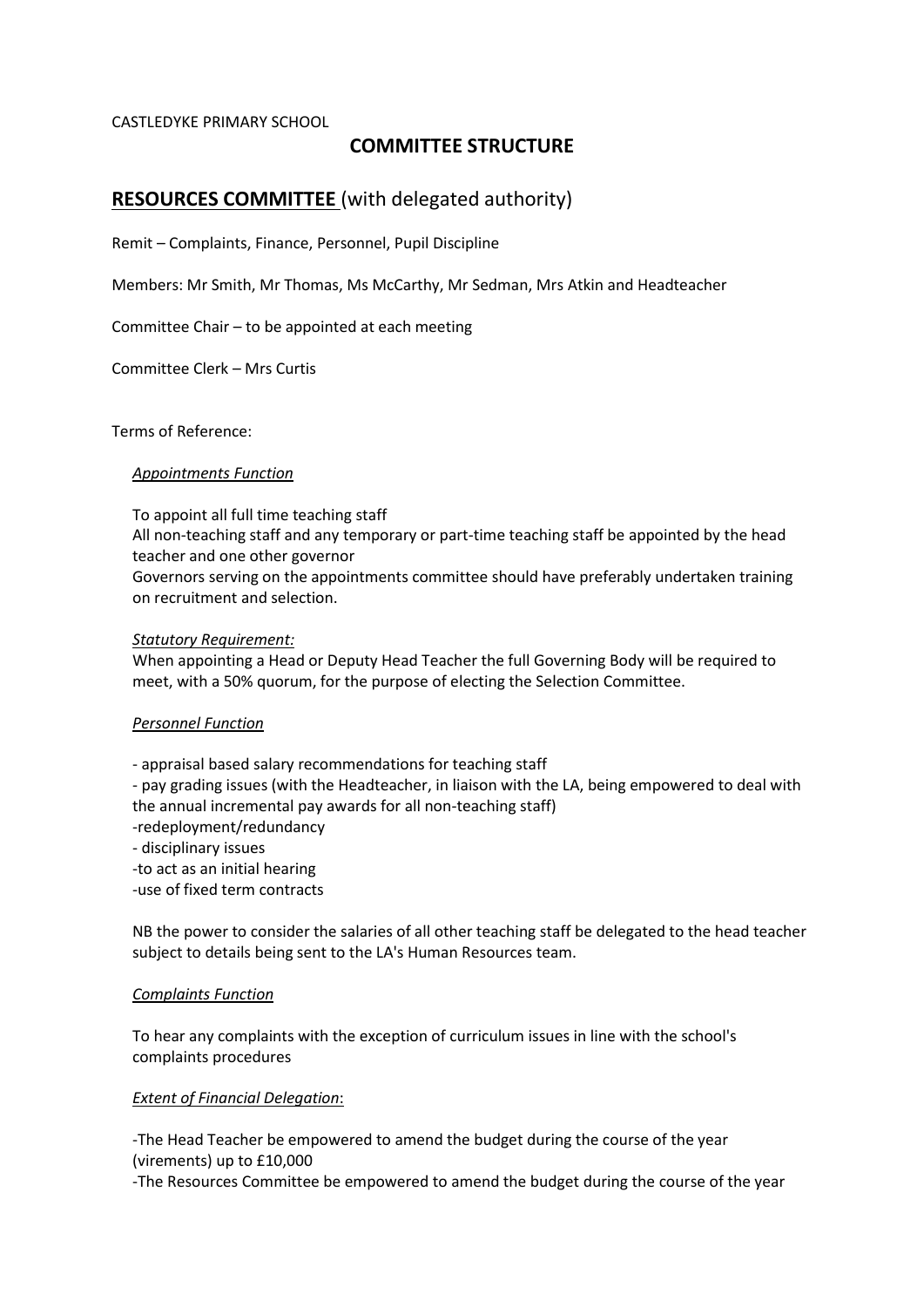CASTLEDYKE PRIMARY SCHOOL

# COMMITTEE STRUCTURE

## <u>RESOURCES COMMITTEE</u> (with delegated authority)

Remit – Complaints, Finance, Personnel, Pupil Discipline

Members: Mr Smith, Mr Thomas, Ms McCarthy, Mr Sedman, Mrs Atkin and Headteacher

Committee Chair – to be appointed at each meeting

Committee Clerk – Mrs Curtis

Terms of Reference:

*<u>Appointments Function</u>*

To appoint all full time teaching staff
All non-teaching staff and any temporary or part-time teaching staff be appointed by the head teacher and one other governor
Governors serving on the appointments committee should have preferably undertaken training on recruitment and selection.

*<u>Statutory Requirement:</u>*
When appointing a Head or Deputy Head Teacher the full Governing Body will be required to meet, with a 50% quorum, for the purpose of electing the Selection Committee.

*<u>Personnel Function</u>*

- appraisal based salary recommendations for teaching staff
- pay grading issues (with the Headteacher, in liaison with the LA, being empowered to deal with the annual incremental pay awards for all non-teaching staff)
- redeployment/redundancy
- disciplinary issues
- to act as an initial hearing
- use of fixed term contracts

NB the power to consider the salaries of all other teaching staff be delegated to the head teacher subject to details being sent to the LA's Human Resources team.

*<u>Complaints Function</u>*

To hear any complaints with the exception of curriculum issues in line with the school's complaints procedures

*<u>Extent of Financial Delegation</u>*:

-The Head Teacher be empowered to amend the budget during the course of the year (virements) up to £10,000
-The Resources Committee be empowered to amend the budget during the course of the year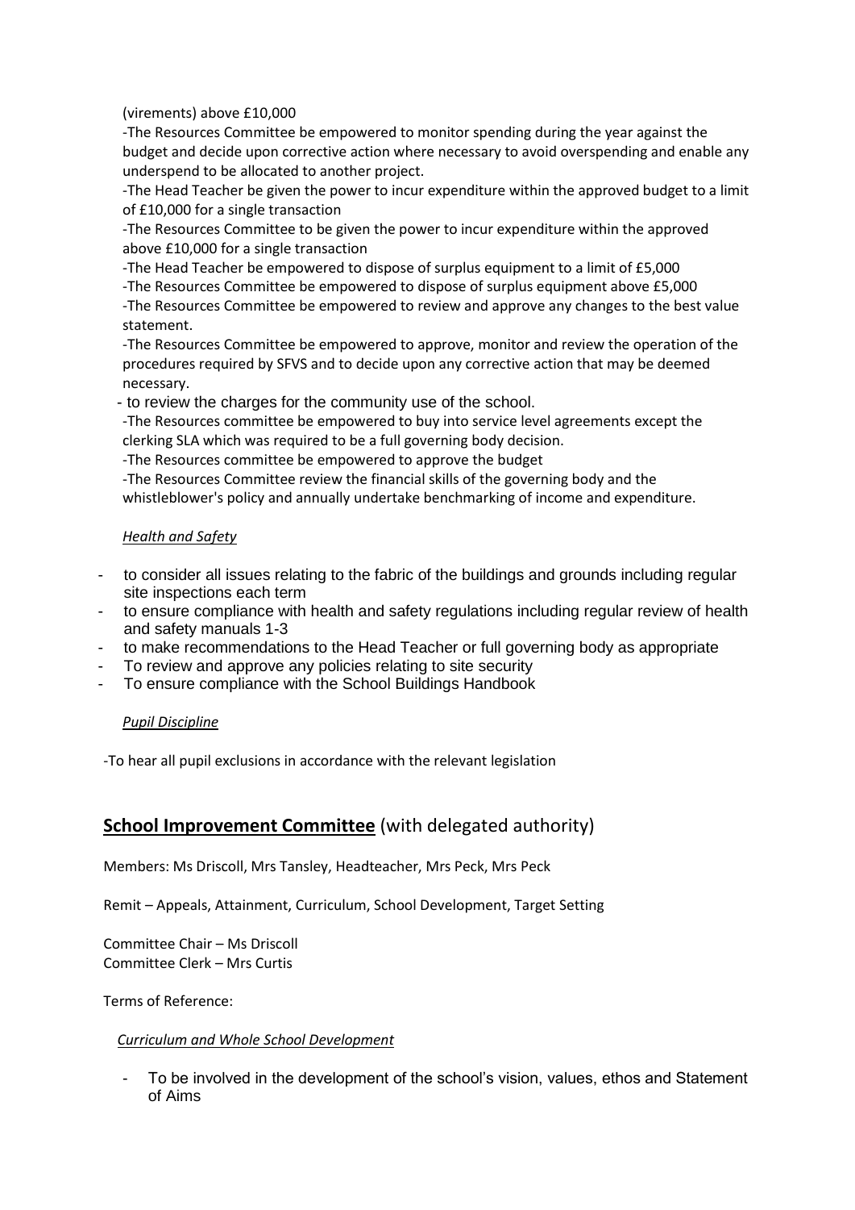(virements) above £10,000

-The Resources Committee be empowered to monitor spending during the year against the budget and decide upon corrective action where necessary to avoid overspending and enable any underspend to be allocated to another project.

-The Head Teacher be given the power to incur expenditure within the approved budget to a limit of £10,000 for a single transaction

-The Resources Committee to be given the power to incur expenditure within the approved above £10,000 for a single transaction

-The Head Teacher be empowered to dispose of surplus equipment to a limit of £5,000

-The Resources Committee be empowered to dispose of surplus equipment above £5,000

-The Resources Committee be empowered to review and approve any changes to the best value statement.

-The Resources Committee be empowered to approve, monitor and review the operation of the procedures required by SFVS and to decide upon any corrective action that may be deemed necessary.

- to review the charges for the community use of the school.

-The Resources committee be empowered to buy into service level agreements except the clerking SLA which was required to be a full governing body decision.

-The Resources committee be empowered to approve the budget

-The Resources Committee review the financial skills of the governing body and the whistleblower's policy and annually undertake benchmarking of income and expenditure.

*Health and Safety*

- to consider all issues relating to the fabric of the buildings and grounds including regular site inspections each term
- to ensure compliance with health and safety regulations including regular review of health and safety manuals 1-3
- to make recommendations to the Head Teacher or full governing body as appropriate
- To review and approve any policies relating to site security
- To ensure compliance with the School Buildings Handbook

*Pupil Discipline*

-To hear all pupil exclusions in accordance with the relevant legislation

## **School Improvement Committee** (with delegated authority)

Members: Ms Driscoll, Mrs Tansley, Headteacher, Mrs Peck, Mrs Peck

Remit – Appeals, Attainment, Curriculum, School Development, Target Setting

Committee Chair – Ms Driscoll
Committee Clerk – Mrs Curtis

Terms of Reference:

*Curriculum and Whole School Development*

- To be involved in the development of the school's vision, values, ethos and Statement of Aims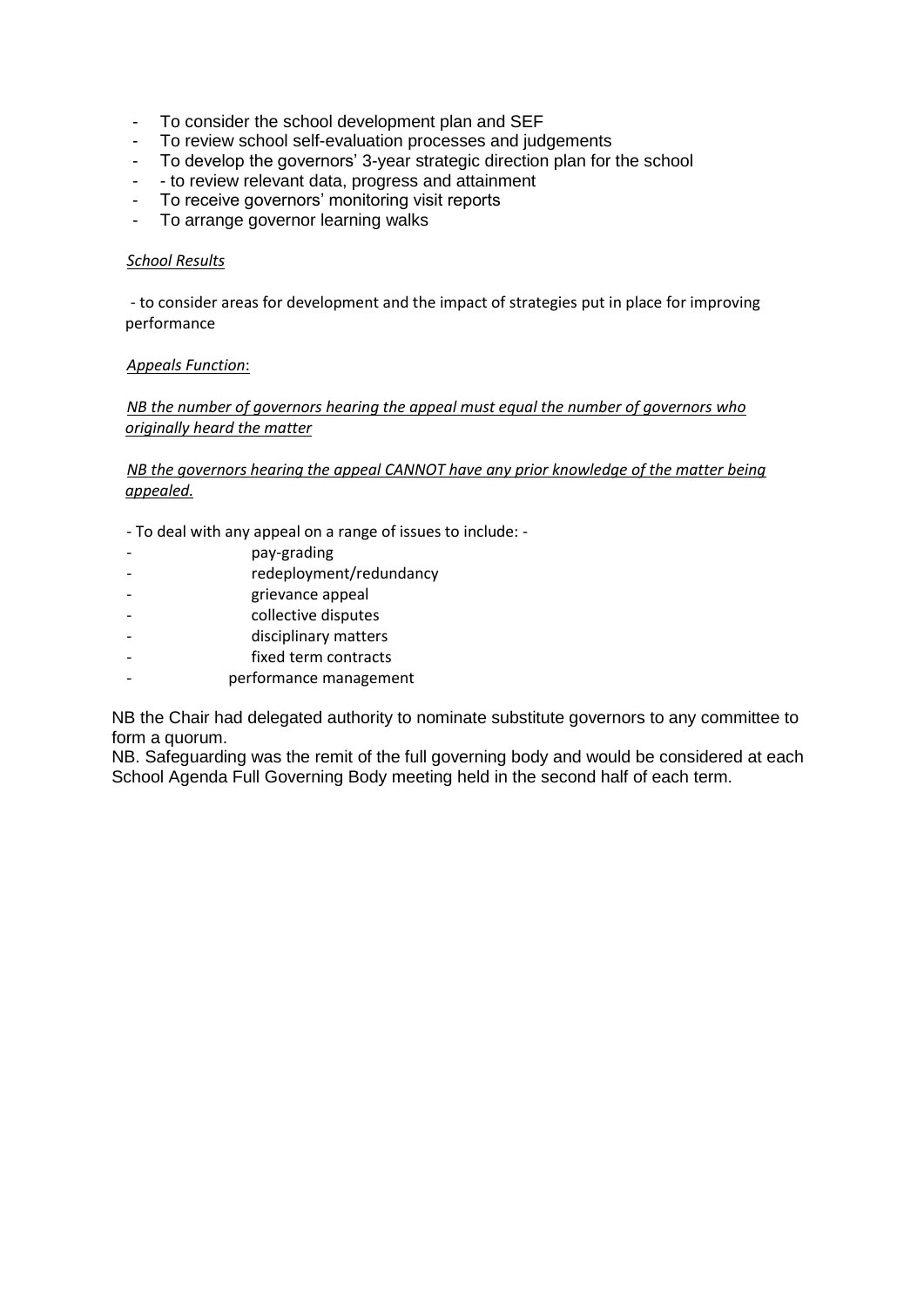- To consider the school development plan and SEF
- To review school self-evaluation processes and judgements
- To develop the governors' 3-year strategic direction plan for the school
- - to review relevant data, progress and attainment
- To receive governors' monitoring visit reports
- To arrange governor learning walks

*School Results*

- to consider areas for development and the impact of strategies put in place for improving performance

*Appeals Function*:

*NB the number of governors hearing the appeal must equal the number of governors who originally heard the matter*

*NB the governors hearing the appeal CANNOT have any prior knowledge of the matter being appealed.*

- To deal with any appeal on a range of issues to include: -
  - pay-grading
  - redeployment/redundancy
  - grievance appeal
  - collective disputes
  - disciplinary matters
  - fixed term contracts
  - performance management

NB the Chair had delegated authority to nominate substitute governors to any committee to form a quorum.
NB. Safeguarding was the remit of the full governing body and would be considered at each School Agenda Full Governing Body meeting held in the second half of each term.